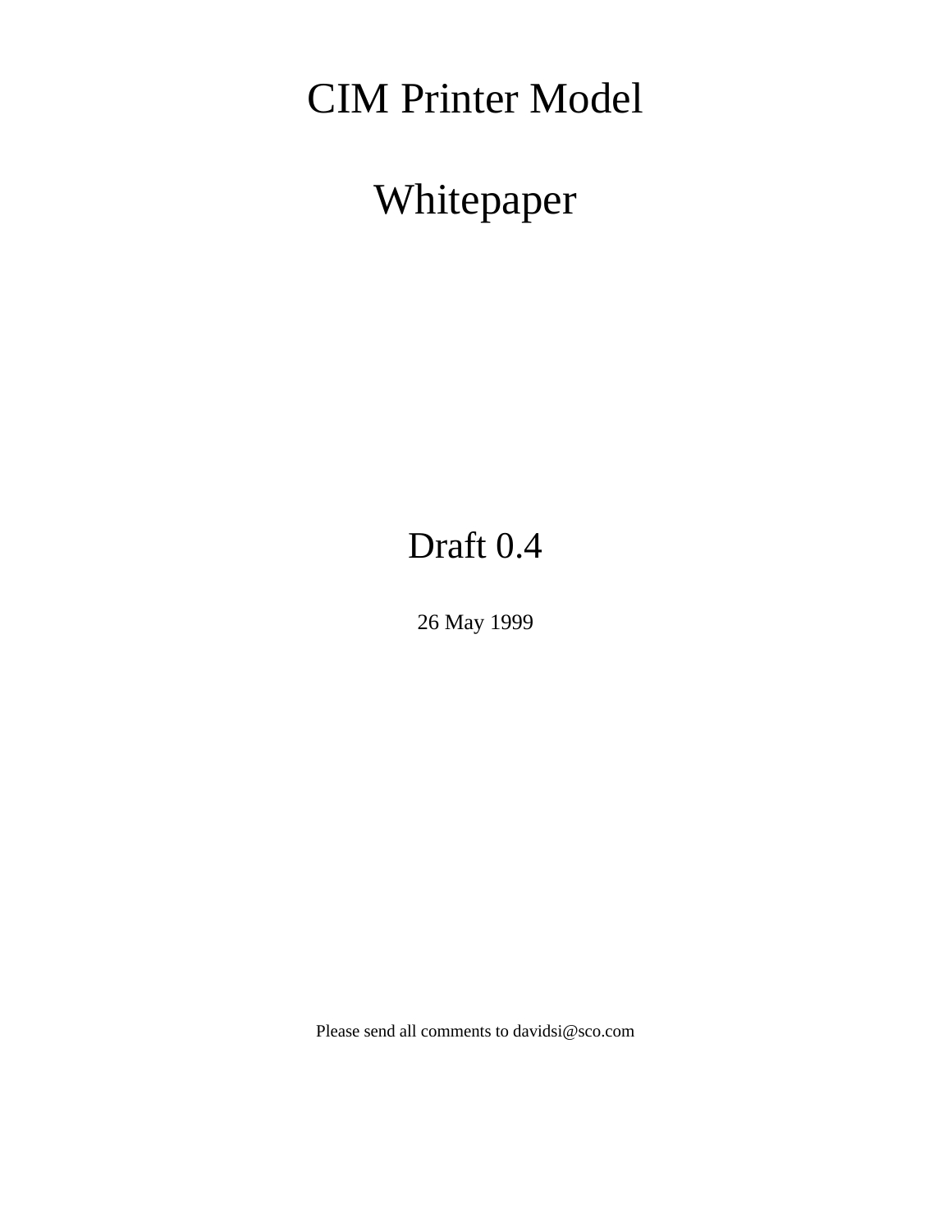# CIM Printer Model

# Whitepaper

## Draft 0.4

26 May 1999

Please send all comments to davidsi@sco.com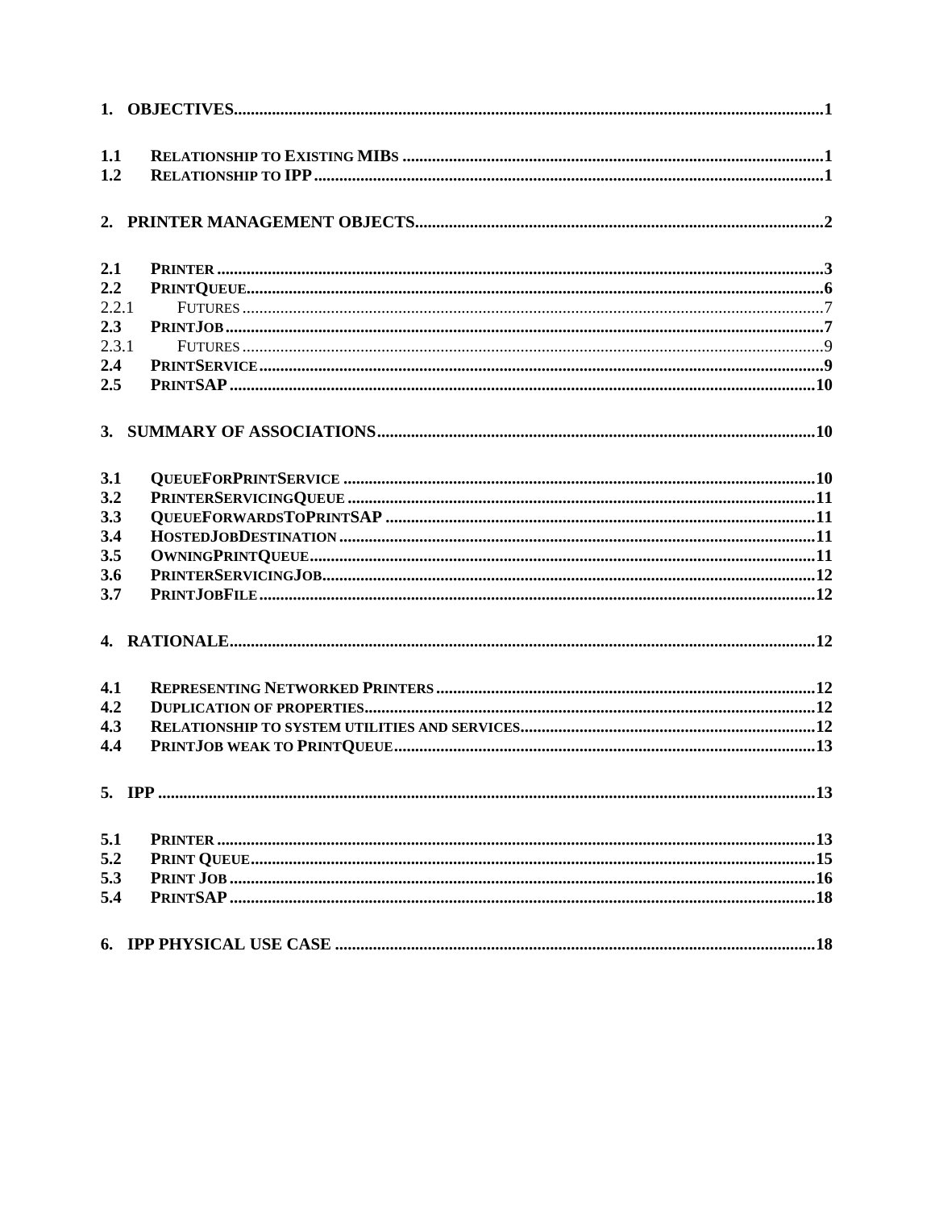1. OBJECTIVES....................................................................................................................................1

1.1 RELATIONSHIP TO EXISTING MIBS ..........................................................................................1
1.2 RELATIONSHIP TO IPP ...........................................................................................................1

2. PRINTER MANAGEMENT OBJECTS...................................................................................................2

2.1 PRINTER ...............................................................................................................................3
2.2 PRINTQUEUE..........................................................................................................................6
2.2.1 FUTURES ..........................................................................................................................7
2.3 PRINTJOB .............................................................................................................................7
2.3.1 FUTURES ..........................................................................................................................9
2.4 PRINTSERVICE .......................................................................................................................9
2.5 PRINTSAP ............................................................................................................................10

3. SUMMARY OF ASSOCIATIONS.........................................................................................................10

3.1 QUEUEFORPRINTSERVICE .....................................................................................................10
3.2 PRINTERSERVICINGQUEUE ....................................................................................................11
3.3 QUEUEFORWARDSTOPRINTSAP ............................................................................................11
3.4 HOSTEDJOBDESTINATION .....................................................................................................11
3.5 OWNINGPRINTQUEUE............................................................................................................11
3.6 PRINTERSERVICINGJOB.........................................................................................................12
3.7 PRINTJOBFILE ......................................................................................................................12

4. RATIONALE..........................................................................................................................................12

4.1 REPRESENTING NETWORKED PRINTERS ..................................................................................12
4.2 DUPLICATION OF PROPERTIES.................................................................................................12
4.3 RELATIONSHIP TO SYSTEM UTILITIES AND SERVICES...............................................................12
4.4 PRINTJOB WEAK TO PRINTQUEUE...........................................................................................13

5. IPP ..........................................................................................................................................................13

5.1 PRINTER ...............................................................................................................................13
5.2 PRINT QUEUE.........................................................................................................................15
5.3 PRINT JOB ............................................................................................................................16
5.4 PRINTSAP ............................................................................................................................18

6. IPP PHYSICAL USE CASE ...................................................................................................................18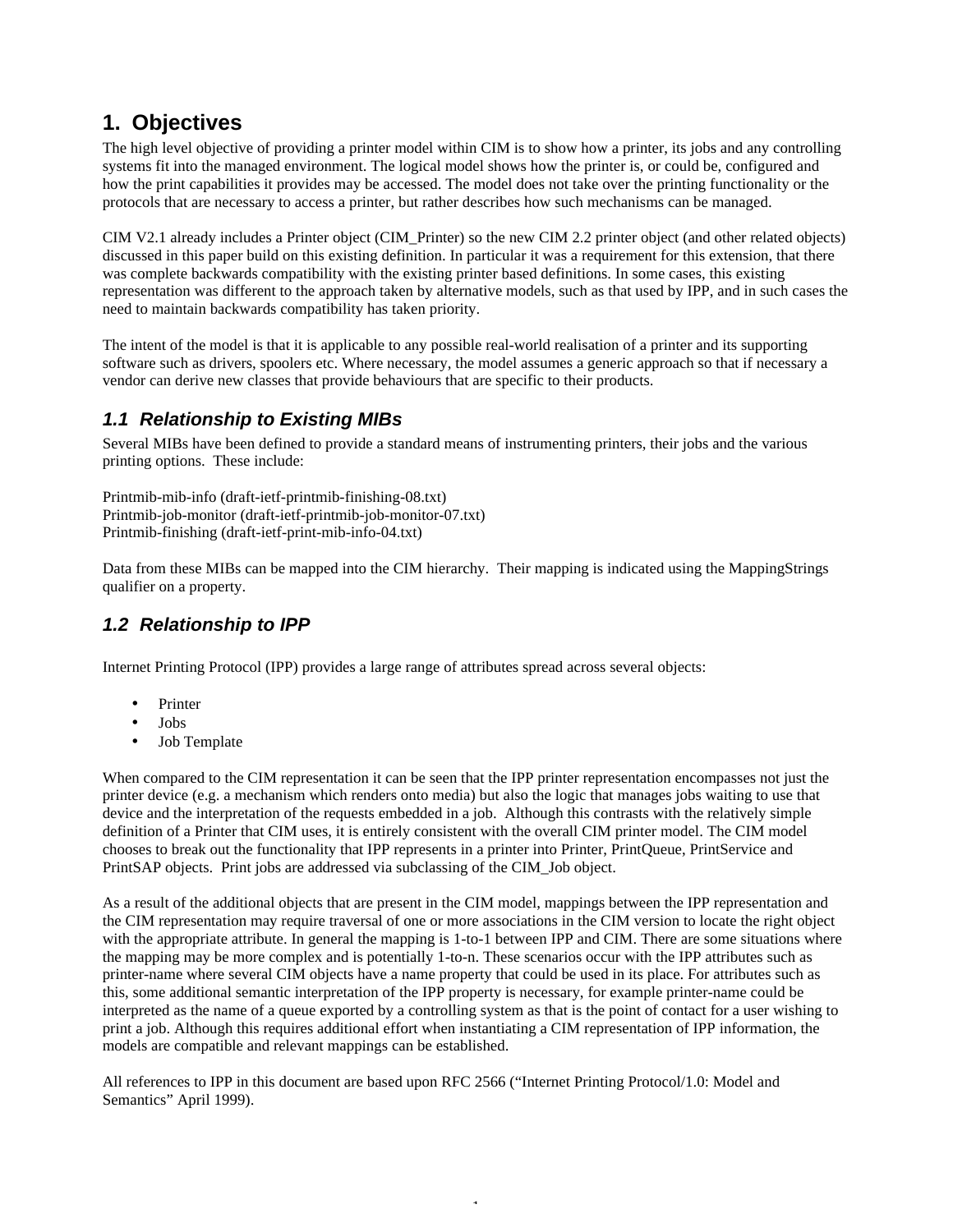# 1. Objectives

The high level objective of providing a printer model within CIM is to show how a printer, its jobs and any controlling systems fit into the managed environment. The logical model shows how the printer is, or could be, configured and how the print capabilities it provides may be accessed. The model does not take over the printing functionality or the protocols that are necessary to access a printer, but rather describes how such mechanisms can be managed.

CIM V2.1 already includes a Printer object (CIM_Printer) so the new CIM 2.2 printer object (and other related objects) discussed in this paper build on this existing definition. In particular it was a requirement for this extension, that there was complete backwards compatibility with the existing printer based definitions. In some cases, this existing representation was different to the approach taken by alternative models, such as that used by IPP, and in such cases the need to maintain backwards compatibility has taken priority.

The intent of the model is that it is applicable to any possible real-world realisation of a printer and its supporting software such as drivers, spoolers etc. Where necessary, the model assumes a generic approach so that if necessary a vendor can derive new classes that provide behaviours that are specific to their products.

## *1.1 Relationship to Existing MIBs*

Several MIBs have been defined to provide a standard means of instrumenting printers, their jobs and the various printing options. These include:

Printmib-mib-info (draft-ietf-printmib-finishing-08.txt)
Printmib-job-monitor (draft-ietf-printmib-job-monitor-07.txt)
Printmib-finishing (draft-ietf-print-mib-info-04.txt)

Data from these MIBs can be mapped into the CIM hierarchy. Their mapping is indicated using the MappingStrings qualifier on a property.

## *1.2 Relationship to IPP*

Internet Printing Protocol (IPP) provides a large range of attributes spread across several objects:

- Printer
- Jobs
- Job Template

When compared to the CIM representation it can be seen that the IPP printer representation encompasses not just the printer device (e.g. a mechanism which renders onto media) but also the logic that manages jobs waiting to use that device and the interpretation of the requests embedded in a job. Although this contrasts with the relatively simple definition of a Printer that CIM uses, it is entirely consistent with the overall CIM printer model. The CIM model chooses to break out the functionality that IPP represents in a printer into Printer, PrintQueue, PrintService and PrintSAP objects. Print jobs are addressed via subclassing of the CIM_Job object.

As a result of the additional objects that are present in the CIM model, mappings between the IPP representation and the CIM representation may require traversal of one or more associations in the CIM version to locate the right object with the appropriate attribute. In general the mapping is 1-to-1 between IPP and CIM. There are some situations where the mapping may be more complex and is potentially 1-to-n. These scenarios occur with the IPP attributes such as printer-name where several CIM objects have a name property that could be used in its place. For attributes such as this, some additional semantic interpretation of the IPP property is necessary, for example printer-name could be interpreted as the name of a queue exported by a controlling system as that is the point of contact for a user wishing to print a job. Although this requires additional effort when instantiating a CIM representation of IPP information, the models are compatible and relevant mappings can be established.

All references to IPP in this document are based upon RFC 2566 ("Internet Printing Protocol/1.0: Model and Semantics" April 1999).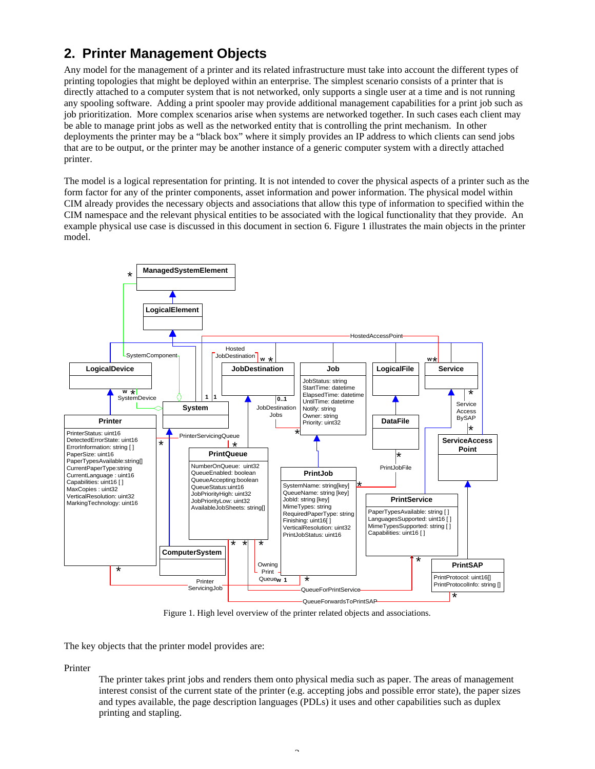## 2. Printer Management Objects

Any model for the management of a printer and its related infrastructure must take into account the different types of printing topologies that might be deployed within an enterprise. The simplest scenario consists of a printer that is directly attached to a computer system that is not networked, only supports a single user at a time and is not running any spooling software. Adding a print spooler may provide additional management capabilities for a print job such as job prioritization. More complex scenarios arise when systems are networked together. In such cases each client may be able to manage print jobs as well as the networked entity that is controlling the print mechanism. In other deployments the printer may be a "black box" where it simply provides an IP address to which clients can send jobs that are to be output, or the printer may be another instance of a generic computer system with a directly attached printer.

The model is a logical representation for printing. It is not intended to cover the physical aspects of a printer such as the form factor for any of the printer components, asset information and power information. The physical model within CIM already provides the necessary objects and associations that allow this type of information to specified within the CIM namespace and the relevant physical entities to be associated with the logical functionality that they provide. An example physical use case is discussed in this document in section 6. Figure 1 illustrates the main objects in the printer model.

Figure 1. High level overview of the printer related objects and associations.

The key objects that the printer model provides are:

Printer

The printer takes print jobs and renders them onto physical media such as paper. The areas of management interest consist of the current state of the printer (e.g. accepting jobs and possible error state), the paper sizes and types available, the page description languages (PDLs) it uses and other capabilities such as duplex printing and stapling.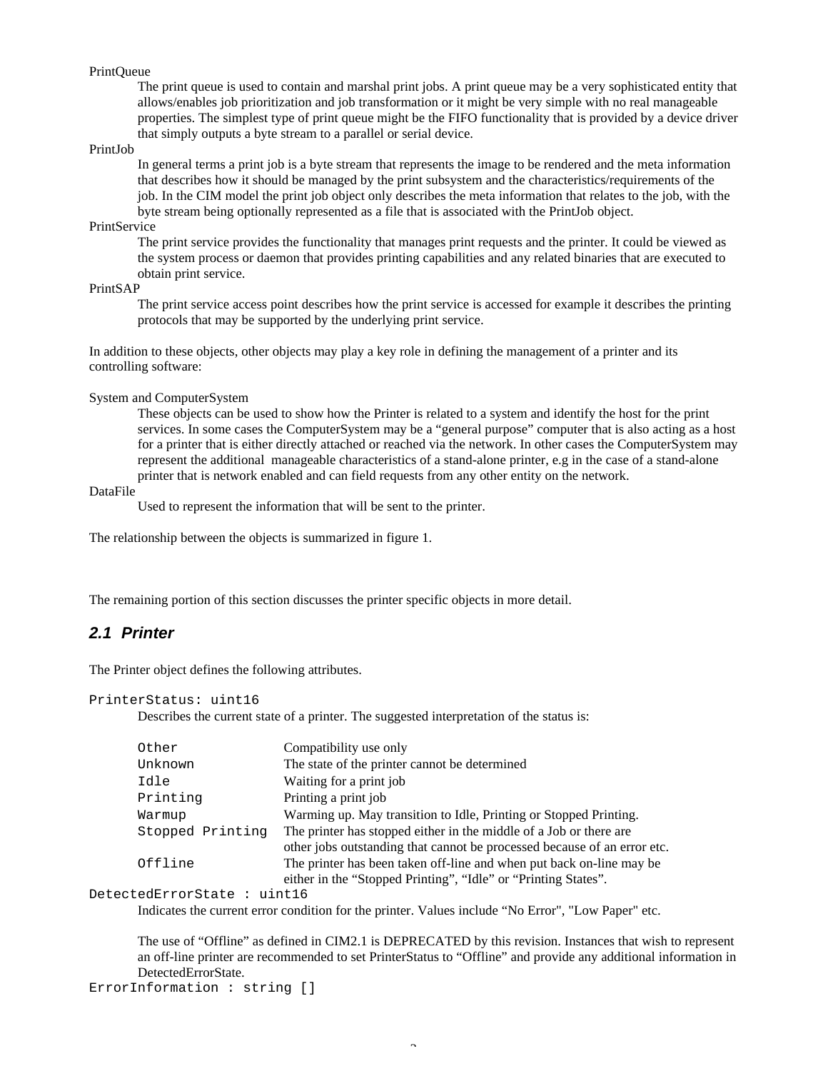PrintQueue

The print queue is used to contain and marshal print jobs. A print queue may be a very sophisticated entity that allows/enables job prioritization and job transformation or it might be very simple with no real manageable properties. The simplest type of print queue might be the FIFO functionality that is provided by a device driver that simply outputs a byte stream to a parallel or serial device.

PrintJob

In general terms a print job is a byte stream that represents the image to be rendered and the meta information that describes how it should be managed by the print subsystem and the characteristics/requirements of the job. In the CIM model the print job object only describes the meta information that relates to the job, with the byte stream being optionally represented as a file that is associated with the PrintJob object.

PrintService

The print service provides the functionality that manages print requests and the printer. It could be viewed as the system process or daemon that provides printing capabilities and any related binaries that are executed to obtain print service.

PrintSAP

The print service access point describes how the print service is accessed for example it describes the printing protocols that may be supported by the underlying print service.

In addition to these objects, other objects may play a key role in defining the management of a printer and its controlling software:

System and ComputerSystem

These objects can be used to show how the Printer is related to a system and identify the host for the print services. In some cases the ComputerSystem may be a “general purpose” computer that is also acting as a host for a printer that is either directly attached or reached via the network. In other cases the ComputerSystem may represent the additional manageable characteristics of a stand-alone printer, e.g in the case of a stand-alone printer that is network enabled and can field requests from any other entity on the network.

DataFile

Used to represent the information that will be sent to the printer.

The relationship between the objects is summarized in figure 1.

The remaining portion of this section discusses the printer specific objects in more detail.

## 2.1 Printer

The Printer object defines the following attributes.

`PrinterStatus: uint16`

Describes the current state of a printer. The suggested interpretation of the status is:

| | |
|---|---|
| `Other` | Compatibility use only |
| `Unknown` | The state of the printer cannot be determined |
| `Idle` | Waiting for a print job |
| `Printing` | Printing a print job |
| `Warmup` | Warming up. May transition to Idle, Printing or Stopped Printing. |
| `Stopped Printing` | The printer has stopped either in the middle of a Job or there are other jobs outstanding that cannot be processed because of an error etc. |
| `Offline` | The printer has been taken off-line and when put back on-line may be either in the “Stopped Printing”, “Idle” or “Printing States”. |

`DetectedErrorState : uint16`

Indicates the current error condition for the printer. Values include “No Error", "Low Paper" etc.

The use of “Offline” as defined in CIM2.1 is DEPRECATED by this revision. Instances that wish to represent an off-line printer are recommended to set PrinterStatus to “Offline” and provide any additional information in DetectedErrorState.

`ErrorInformation : string []`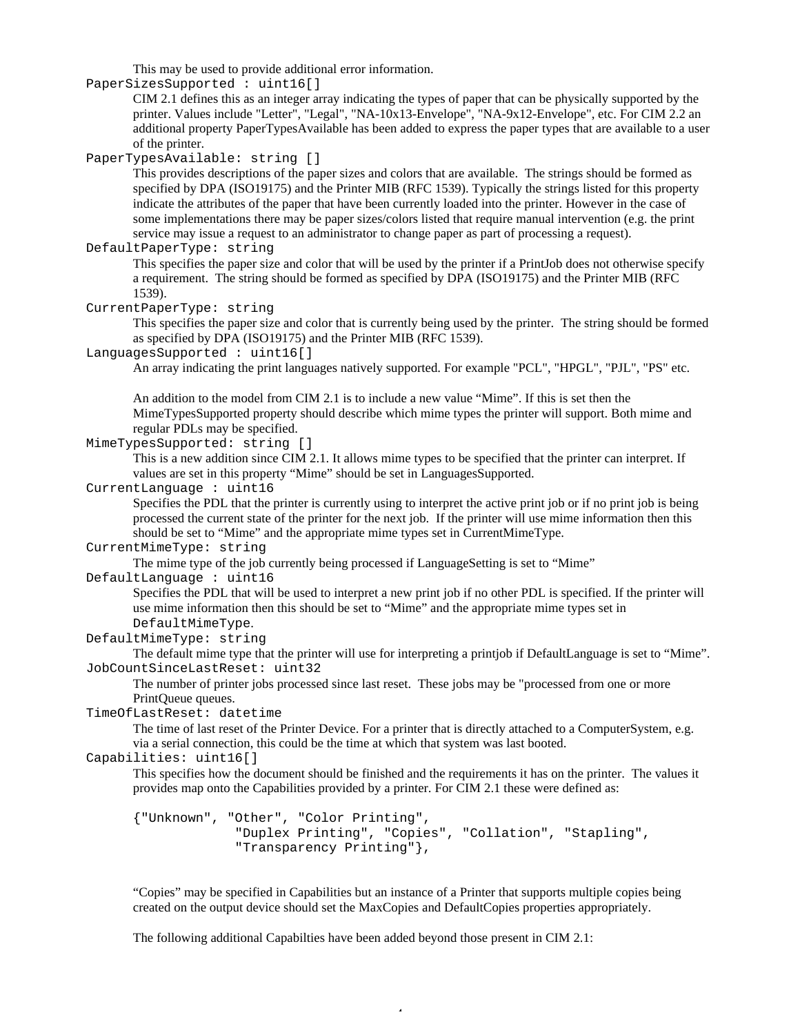This may be used to provide additional error information.

`PaperSizesSupported : uint16[]`

CIM 2.1 defines this as an integer array indicating the types of paper that can be physically supported by the printer. Values include "Letter", "Legal", "NA-10x13-Envelope", "NA-9x12-Envelope", etc. For CIM 2.2 an additional property PaperTypesAvailable has been added to express the paper types that are available to a user of the printer.

`PaperTypesAvailable: string []`

This provides descriptions of the paper sizes and colors that are available. The strings should be formed as specified by DPA (ISO19175) and the Printer MIB (RFC 1539). Typically the strings listed for this property indicate the attributes of the paper that have been currently loaded into the printer. However in the case of some implementations there may be paper sizes/colors listed that require manual intervention (e.g. the print service may issue a request to an administrator to change paper as part of processing a request).

`DefaultPaperType: string`

This specifies the paper size and color that will be used by the printer if a PrintJob does not otherwise specify a requirement. The string should be formed as specified by DPA (ISO19175) and the Printer MIB (RFC 1539).

`CurrentPaperType: string`

This specifies the paper size and color that is currently being used by the printer. The string should be formed as specified by DPA (ISO19175) and the Printer MIB (RFC 1539).

`LanguagesSupported : uint16[]`

An array indicating the print languages natively supported. For example "PCL", "HPGL", "PJL", "PS" etc.

An addition to the model from CIM 2.1 is to include a new value “Mime”. If this is set then the MimeTypesSupported property should describe which mime types the printer will support. Both mime and regular PDLs may be specified.

`MimeTypesSupported: string []`

This is a new addition since CIM 2.1. It allows mime types to be specified that the printer can interpret. If values are set in this property “Mime” should be set in LanguagesSupported.

`CurrentLanguage : uint16`

Specifies the PDL that the printer is currently using to interpret the active print job or if no print job is being processed the current state of the printer for the next job. If the printer will use mime information then this should be set to “Mime” and the appropriate mime types set in CurrentMimeType.

`CurrentMimeType: string`

The mime type of the job currently being processed if LanguageSetting is set to “Mime”

`DefaultLanguage : uint16`

Specifies the PDL that will be used to interpret a new print job if no other PDL is specified. If the printer will use mime information then this should be set to “Mime” and the appropriate mime types set in DefaultMimeType.

`DefaultMimeType: string`

The default mime type that the printer will use for interpreting a printjob if DefaultLanguage is set to “Mime”.

`JobCountSinceLastReset: uint32`

The number of printer jobs processed since last reset. These jobs may be "processed from one or more PrintQueue queues.

`TimeOfLastReset: datetime`

The time of last reset of the Printer Device. For a printer that is directly attached to a ComputerSystem, e.g. via a serial connection, this could be the time at which that system was last booted.

`Capabilities: uint16[]`

This specifies how the document should be finished and the requirements it has on the printer. The values it provides map onto the Capabilities provided by a printer. For CIM 2.1 these were defined as:

```
{"Unknown", "Other", "Color Printing",
            "Duplex Printing", "Copies", "Collation", "Stapling",
            "Transparency Printing"},
```

“Copies” may be specified in Capabilities but an instance of a Printer that supports multiple copies being created on the output device should set the MaxCopies and DefaultCopies properties appropriately.

The following additional Capabilties have been added beyond those present in CIM 2.1: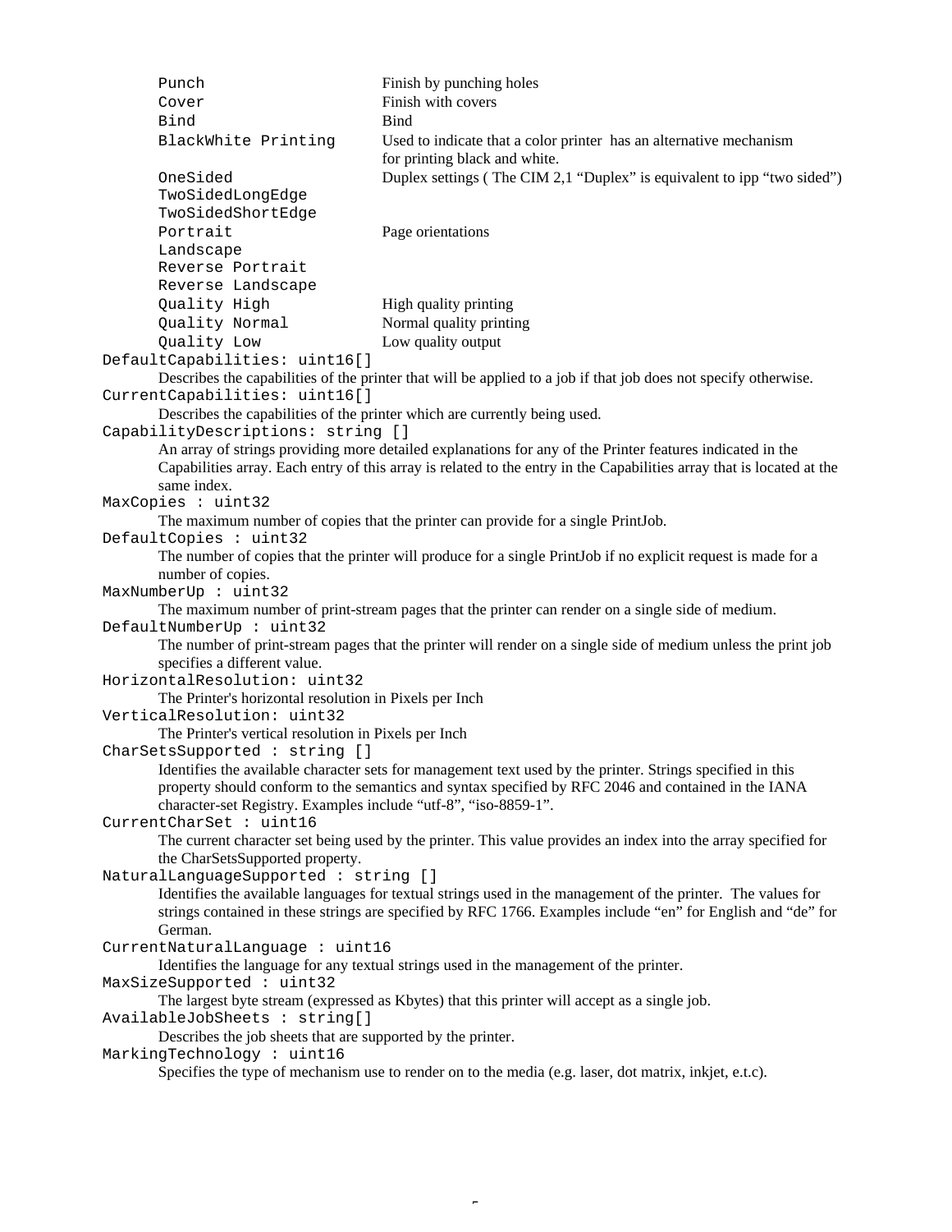| | |
|---|---|
| `Punch` | Finish by punching holes |
| `Cover` | Finish with covers |
| `Bind` | Bind |
| `BlackWhite Printing` | Used to indicate that a color printer has an alternative mechanism for printing black and white. |
| `OneSided` | Duplex settings ( The CIM 2,1 "Duplex" is equivalent to ipp "two sided") |
| `TwoSidedLongEdge` | |
| `TwoSidedShortEdge` | |
| `Portrait` | Page orientations |
| `Landscape` | |
| `Reverse Portrait` | |
| `Reverse Landscape` | |
| `Quality High` | High quality printing |
| `Quality Normal` | Normal quality printing |
| `Quality Low` | Low quality output |

`DefaultCapabilities: uint16[]`

Describes the capabilities of the printer that will be applied to a job if that job does not specify otherwise.

`CurrentCapabilities: uint16[]`

Describes the capabilities of the printer which are currently being used.

`CapabilityDescriptions: string []`

An array of strings providing more detailed explanations for any of the Printer features indicated in the Capabilities array. Each entry of this array is related to the entry in the Capabilities array that is located at the same index.

`MaxCopies : uint32`

The maximum number of copies that the printer can provide for a single PrintJob.

`DefaultCopies : uint32`

The number of copies that the printer will produce for a single PrintJob if no explicit request is made for a number of copies.

`MaxNumberUp : uint32`

The maximum number of print-stream pages that the printer can render on a single side of medium.

`DefaultNumberUp : uint32`

The number of print-stream pages that the printer will render on a single side of medium unless the print job specifies a different value.

`HorizontalResolution: uint32`

The Printer's horizontal resolution in Pixels per Inch

`VerticalResolution: uint32`

The Printer's vertical resolution in Pixels per Inch

`CharSetsSupported : string []`

Identifies the available character sets for management text used by the printer. Strings specified in this property should conform to the semantics and syntax specified by RFC 2046 and contained in the IANA character-set Registry. Examples include "utf-8", "iso-8859-1".

`CurrentCharSet : uint16`

The current character set being used by the printer. This value provides an index into the array specified for the CharSetsSupported property.

`NaturalLanguageSupported : string []`

Identifies the available languages for textual strings used in the management of the printer. The values for strings contained in these strings are specified by RFC 1766. Examples include "en" for English and "de" for German.

`CurrentNaturalLanguage : uint16`

Identifies the language for any textual strings used in the management of the printer.

`MaxSizeSupported : uint32`

The largest byte stream (expressed as Kbytes) that this printer will accept as a single job.

`AvailableJobSheets : string[]`

Describes the job sheets that are supported by the printer.

`MarkingTechnology : uint16`

Specifies the type of mechanism use to render on to the media (e.g. laser, dot matrix, inkjet, e.t.c).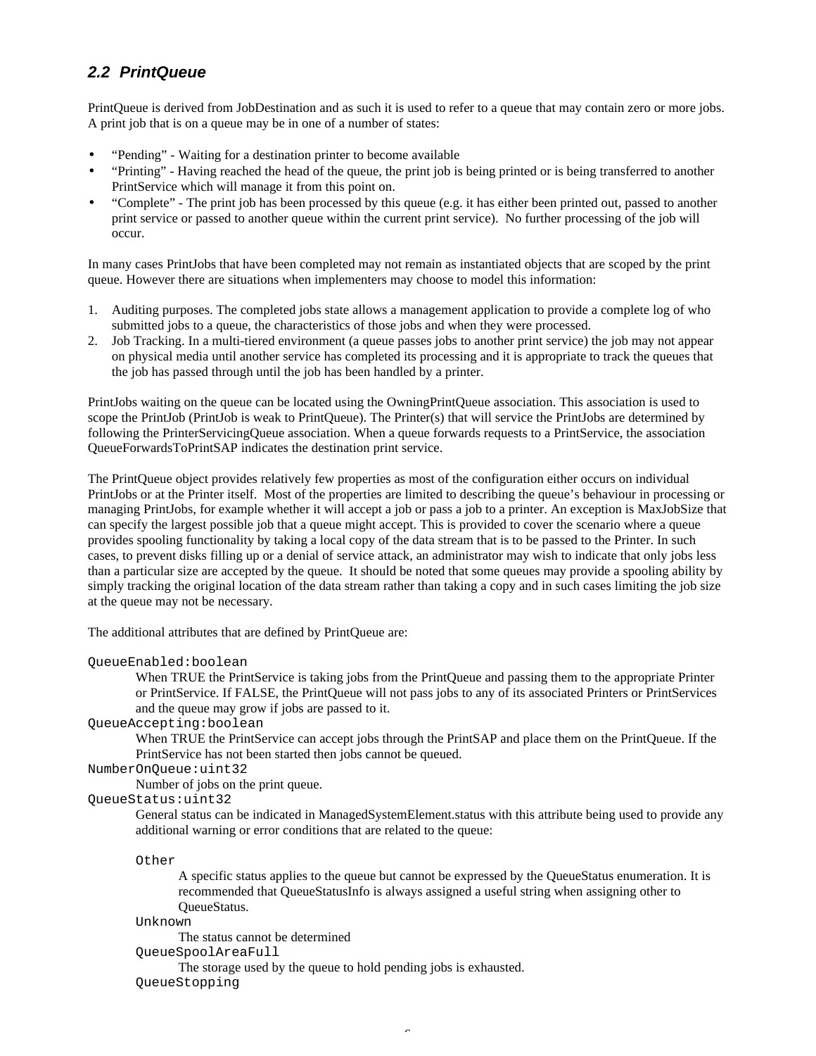## 2.2 PrintQueue

PrintQueue is derived from JobDestination and as such it is used to refer to a queue that may contain zero or more jobs. A print job that is on a queue may be in one of a number of states:

- "Pending" - Waiting for a destination printer to become available
- "Printing" - Having reached the head of the queue, the print job is being printed or is being transferred to another PrintService which will manage it from this point on.
- "Complete" - The print job has been processed by this queue (e.g. it has either been printed out, passed to another print service or passed to another queue within the current print service). No further processing of the job will occur.

In many cases PrintJobs that have been completed may not remain as instantiated objects that are scoped by the print queue. However there are situations when implementers may choose to model this information:

1. Auditing purposes. The completed jobs state allows a management application to provide a complete log of who submitted jobs to a queue, the characteristics of those jobs and when they were processed.
2. Job Tracking. In a multi-tiered environment (a queue passes jobs to another print service) the job may not appear on physical media until another service has completed its processing and it is appropriate to track the queues that the job has passed through until the job has been handled by a printer.

PrintJobs waiting on the queue can be located using the OwningPrintQueue association. This association is used to scope the PrintJob (PrintJob is weak to PrintQueue). The Printer(s) that will service the PrintJobs are determined by following the PrinterServicingQueue association. When a queue forwards requests to a PrintService, the association QueueForwardsToPrintSAP indicates the destination print service.

The PrintQueue object provides relatively few properties as most of the configuration either occurs on individual PrintJobs or at the Printer itself. Most of the properties are limited to describing the queue's behaviour in processing or managing PrintJobs, for example whether it will accept a job or pass a job to a printer. An exception is MaxJobSize that can specify the largest possible job that a queue might accept. This is provided to cover the scenario where a queue provides spooling functionality by taking a local copy of the data stream that is to be passed to the Printer. In such cases, to prevent disks filling up or a denial of service attack, an administrator may wish to indicate that only jobs less than a particular size are accepted by the queue. It should be noted that some queues may provide a spooling ability by simply tracking the original location of the data stream rather than taking a copy and in such cases limiting the job size at the queue may not be necessary.

The additional attributes that are defined by PrintQueue are:

`QueueEnabled:boolean`

> When TRUE the PrintService is taking jobs from the PrintQueue and passing them to the appropriate Printer or PrintService. If FALSE, the PrintQueue will not pass jobs to any of its associated Printers or PrintServices and the queue may grow if jobs are passed to it.

`QueueAccepting:boolean`

> When TRUE the PrintService can accept jobs through the PrintSAP and place them on the PrintQueue. If the PrintService has not been started then jobs cannot be queued.

`NumberOnQueue:uint32`

> Number of jobs on the print queue.

`QueueStatus:uint32`

> General status can be indicated in ManagedSystemElement.status with this attribute being used to provide any additional warning or error conditions that are related to the queue:
>
> `Other`
>
> > A specific status applies to the queue but cannot be expressed by the QueueStatus enumeration. It is recommended that QueueStatusInfo is always assigned a useful string when assigning other to QueueStatus.
>
> `Unknown`
>
> > The status cannot be determined
>
> `QueueSpoolAreaFull`
>
> > The storage used by the queue to hold pending jobs is exhausted.
>
> `QueueStopping`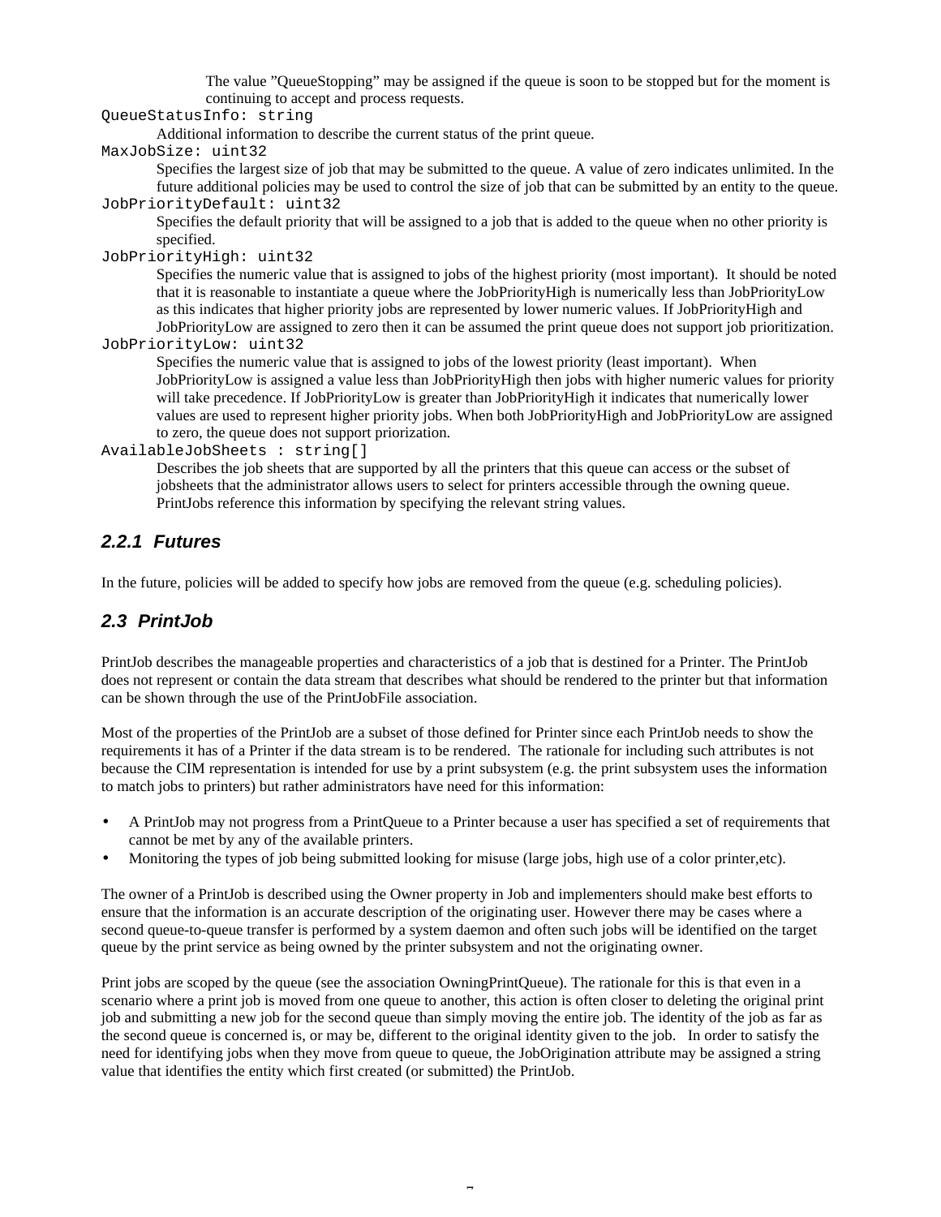The value ”QueueStopping” may be assigned if the queue is soon to be stopped but for the moment is continuing to accept and process requests.

`QueueStatusInfo: string`

Additional information to describe the current status of the print queue.

`MaxJobSize: uint32`

Specifies the largest size of job that may be submitted to the queue. A value of zero indicates unlimited. In the future additional policies may be used to control the size of job that can be submitted by an entity to the queue.

`JobPriorityDefault: uint32`

Specifies the default priority that will be assigned to a job that is added to the queue when no other priority is specified.

`JobPriorityHigh: uint32`

Specifies the numeric value that is assigned to jobs of the highest priority (most important). It should be noted that it is reasonable to instantiate a queue where the JobPriorityHigh is numerically less than JobPriorityLow as this indicates that higher priority jobs are represented by lower numeric values. If JobPriorityHigh and JobPriorityLow are assigned to zero then it can be assumed the print queue does not support job prioritization.

`JobPriorityLow: uint32`

Specifies the numeric value that is assigned to jobs of the lowest priority (least important). When JobPriorityLow is assigned a value less than JobPriorityHigh then jobs with higher numeric values for priority will take precedence. If JobPriorityLow is greater than JobPriorityHigh it indicates that numerically lower values are used to represent higher priority jobs. When both JobPriorityHigh and JobPriorityLow are assigned to zero, the queue does not support priorization.

`AvailableJobSheets : string[]`

Describes the job sheets that are supported by all the printers that this queue can access or the subset of jobsheets that the administrator allows users to select for printers accessible through the owning queue. PrintJobs reference this information by specifying the relevant string values.

### 2.2.1 Futures

In the future, policies will be added to specify how jobs are removed from the queue (e.g. scheduling policies).

## 2.3 PrintJob

PrintJob describes the manageable properties and characteristics of a job that is destined for a Printer. The PrintJob does not represent or contain the data stream that describes what should be rendered to the printer but that information can be shown through the use of the PrintJobFile association.

Most of the properties of the PrintJob are a subset of those defined for Printer since each PrintJob needs to show the requirements it has of a Printer if the data stream is to be rendered. The rationale for including such attributes is not because the CIM representation is intended for use by a print subsystem (e.g. the print subsystem uses the information to match jobs to printers) but rather administrators have need for this information:

- A PrintJob may not progress from a PrintQueue to a Printer because a user has specified a set of requirements that cannot be met by any of the available printers.
- Monitoring the types of job being submitted looking for misuse (large jobs, high use of a color printer,etc).

The owner of a PrintJob is described using the Owner property in Job and implementers should make best efforts to ensure that the information is an accurate description of the originating user. However there may be cases where a second queue-to-queue transfer is performed by a system daemon and often such jobs will be identified on the target queue by the print service as being owned by the printer subsystem and not the originating owner.

Print jobs are scoped by the queue (see the association OwningPrintQueue). The rationale for this is that even in a scenario where a print job is moved from one queue to another, this action is often closer to deleting the original print job and submitting a new job for the second queue than simply moving the entire job. The identity of the job as far as the second queue is concerned is, or may be, different to the original identity given to the job. In order to satisfy the need for identifying jobs when they move from queue to queue, the JobOrigination attribute may be assigned a string value that identifies the entity which first created (or submitted) the PrintJob.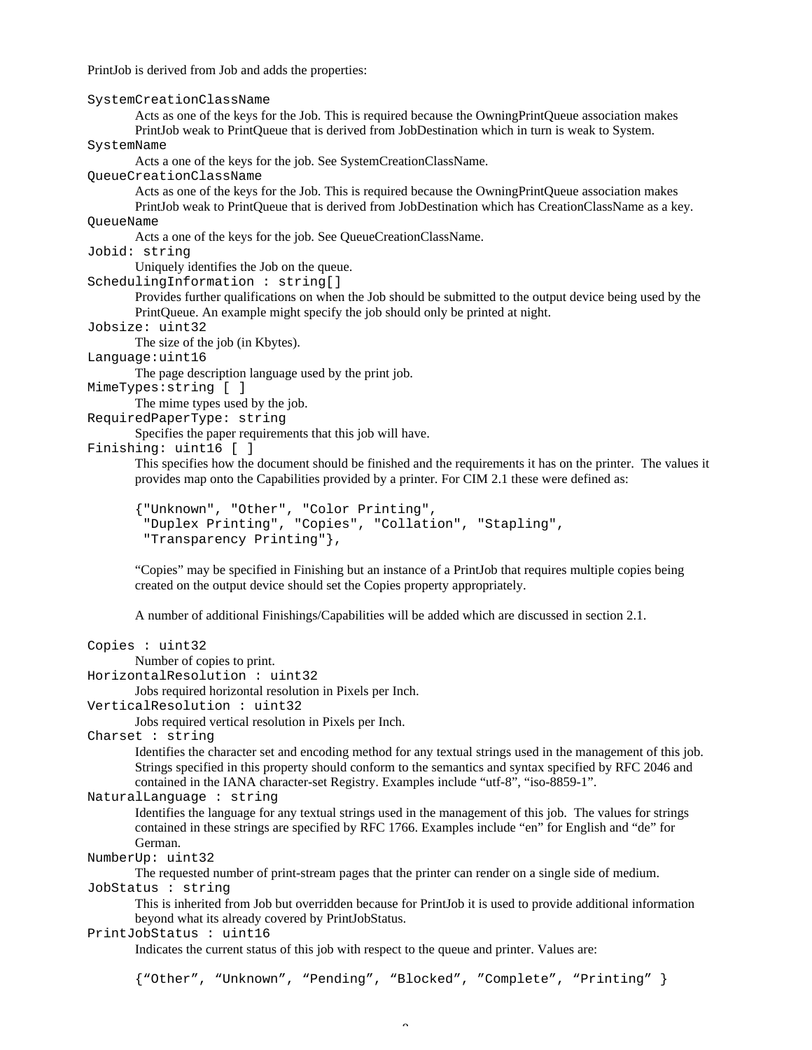PrintJob is derived from Job and adds the properties:

`SystemCreationClassName`

Acts as one of the keys for the Job. This is required because the OwningPrintQueue association makes PrintJob weak to PrintQueue that is derived from JobDestination which in turn is weak to System.

`SystemName`

Acts a one of the keys for the job. See SystemCreationClassName.

`QueueCreationClassName`

Acts as one of the keys for the Job. This is required because the OwningPrintQueue association makes PrintJob weak to PrintQueue that is derived from JobDestination which has CreationClassName as a key.

`QueueName`

Acts a one of the keys for the job. See QueueCreationClassName.

`Jobid: string`

Uniquely identifies the Job on the queue.

`SchedulingInformation : string[]`

Provides further qualifications on when the Job should be submitted to the output device being used by the PrintQueue. An example might specify the job should only be printed at night.

`Jobsize: uint32`

The size of the job (in Kbytes).

`Language:uint16`

The page description language used by the print job.

`MimeTypes:string [ ]`

The mime types used by the job.

`RequiredPaperType: string`

Specifies the paper requirements that this job will have.

`Finishing: uint16 [ ]`

This specifies how the document should be finished and the requirements it has on the printer. The values it provides map onto the Capabilities provided by a printer. For CIM 2.1 these were defined as:

```
{"Unknown", "Other", "Color Printing",
 "Duplex Printing", "Copies", "Collation", "Stapling",
 "Transparency Printing"},
```

"Copies" may be specified in Finishing but an instance of a PrintJob that requires multiple copies being created on the output device should set the Copies property appropriately.

A number of additional Finishings/Capabilities will be added which are discussed in section 2.1.

`Copies : uint32`

Number of copies to print.

`HorizontalResolution : uint32`

Jobs required horizontal resolution in Pixels per Inch.

`VerticalResolution : uint32`

Jobs required vertical resolution in Pixels per Inch.

`Charset : string`

Identifies the character set and encoding method for any textual strings used in the management of this job. Strings specified in this property should conform to the semantics and syntax specified by RFC 2046 and contained in the IANA character-set Registry. Examples include "utf-8", "iso-8859-1".

`NaturalLanguage : string`

Identifies the language for any textual strings used in the management of this job. The values for strings contained in these strings are specified by RFC 1766. Examples include "en" for English and "de" for German.

`NumberUp: uint32`

The requested number of print-stream pages that the printer can render on a single side of medium.

`JobStatus : string`

This is inherited from Job but overridden because for PrintJob it is used to provide additional information beyond what its already covered by PrintJobStatus.

`PrintJobStatus : uint16`

Indicates the current status of this job with respect to the queue and printer. Values are:

```
{"Other", "Unknown", "Pending", "Blocked", "Complete", "Printing" }
```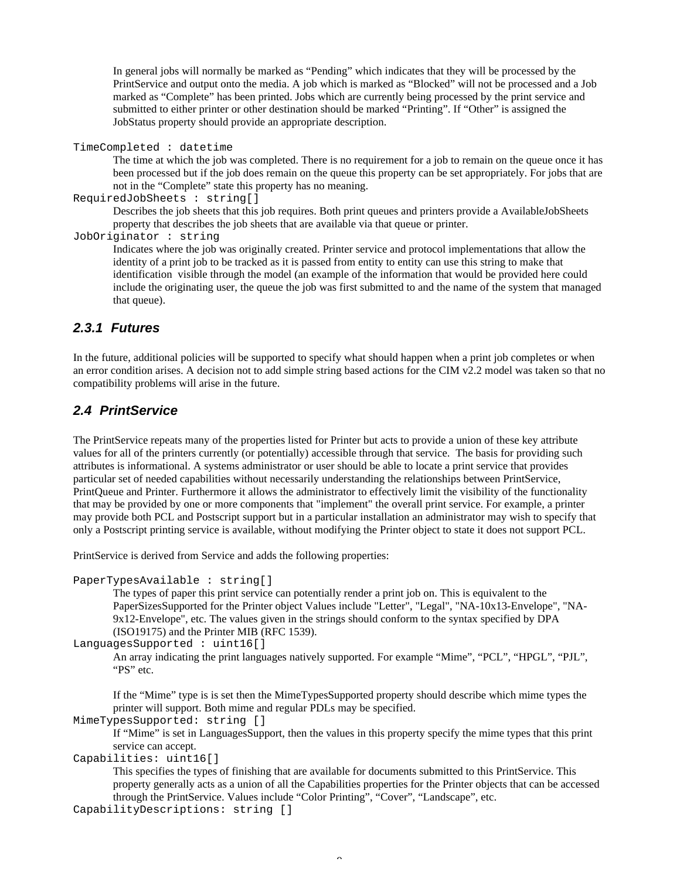In general jobs will normally be marked as “Pending” which indicates that they will be processed by the PrintService and output onto the media. A job which is marked as “Blocked” will not be processed and a Job marked as “Complete” has been printed. Jobs which are currently being processed by the print service and submitted to either printer or other destination should be marked “Printing”. If “Other” is assigned the JobStatus property should provide an appropriate description.

`TimeCompleted : datetime`

The time at which the job was completed. There is no requirement for a job to remain on the queue once it has been processed but if the job does remain on the queue this property can be set appropriately. For jobs that are not in the “Complete” state this property has no meaning.

`RequiredJobSheets : string[]`

Describes the job sheets that this job requires. Both print queues and printers provide a AvailableJobSheets property that describes the job sheets that are available via that queue or printer.

`JobOriginator : string`

Indicates where the job was originally created. Printer service and protocol implementations that allow the identity of a print job to be tracked as it is passed from entity to entity can use this string to make that identification visible through the model (an example of the information that would be provided here could include the originating user, the queue the job was first submitted to and the name of the system that managed that queue).

### 2.3.1 Futures

In the future, additional policies will be supported to specify what should happen when a print job completes or when an error condition arises. A decision not to add simple string based actions for the CIM v2.2 model was taken so that no compatibility problems will arise in the future.

## 2.4 PrintService

The PrintService repeats many of the properties listed for Printer but acts to provide a union of these key attribute values for all of the printers currently (or potentially) accessible through that service. The basis for providing such attributes is informational. A systems administrator or user should be able to locate a print service that provides particular set of needed capabilities without necessarily understanding the relationships between PrintService, PrintQueue and Printer. Furthermore it allows the administrator to effectively limit the visibility of the functionality that may be provided by one or more components that "implement" the overall print service. For example, a printer may provide both PCL and Postscript support but in a particular installation an administrator may wish to specify that only a Postscript printing service is available, without modifying the Printer object to state it does not support PCL.

PrintService is derived from Service and adds the following properties:

`PaperTypesAvailable : string[]`

The types of paper this print service can potentially render a print job on. This is equivalent to the PaperSizesSupported for the Printer object Values include "Letter", "Legal", "NA-10x13-Envelope", "NA-9x12-Envelope", etc. The values given in the strings should conform to the syntax specified by DPA (ISO19175) and the Printer MIB (RFC 1539).

`LanguagesSupported : uint16[]`

An array indicating the print languages natively supported. For example “Mime”, “PCL”, “HPGL”, “PJL”, “PS” etc.

If the “Mime” type is is set then the MimeTypesSupported property should describe which mime types the printer will support. Both mime and regular PDLs may be specified.

`MimeTypesSupported: string []`

If “Mime” is set in LanguagesSupport, then the values in this property specify the mime types that this print service can accept.

`Capabilities: uint16[]`

This specifies the types of finishing that are available for documents submitted to this PrintService. This property generally acts as a union of all the Capabilities properties for the Printer objects that can be accessed through the PrintService. Values include “Color Printing”, “Cover”, “Landscape”, etc.

`CapabilityDescriptions: string []`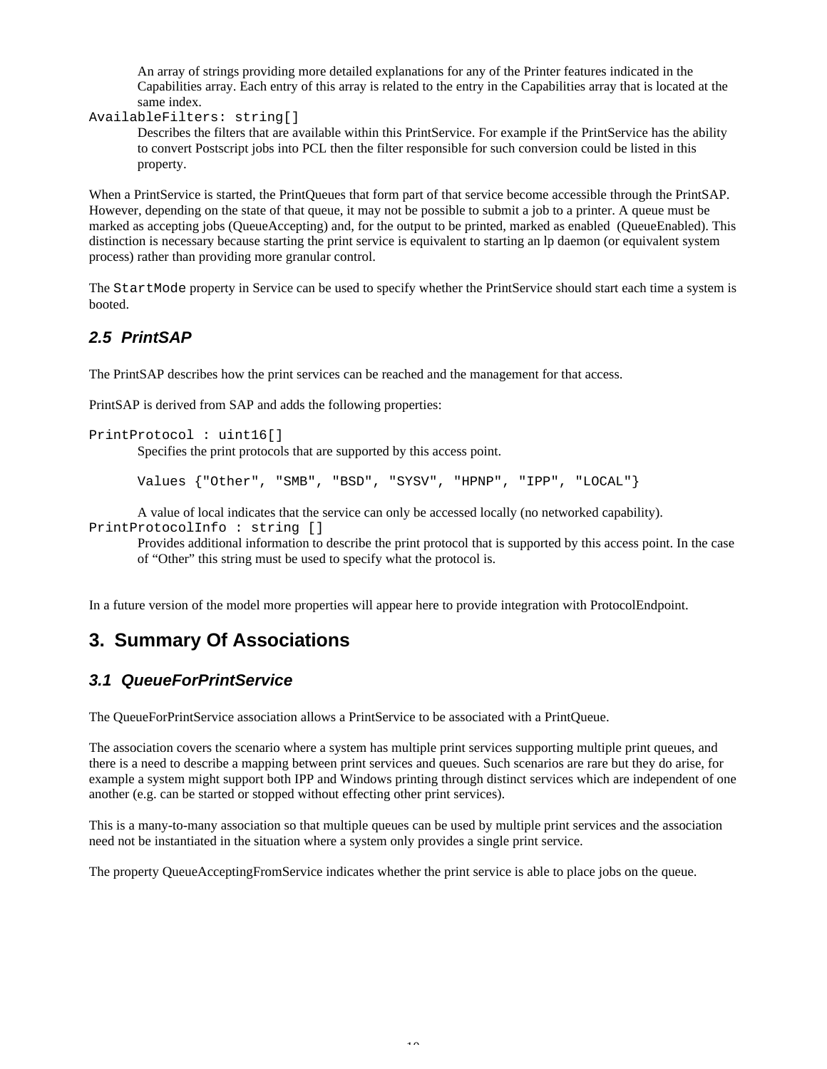An array of strings providing more detailed explanations for any of the Printer features indicated in the Capabilities array. Each entry of this array is related to the entry in the Capabilities array that is located at the same index.

`AvailableFilters: string[]`

Describes the filters that are available within this PrintService. For example if the PrintService has the ability to convert Postscript jobs into PCL then the filter responsible for such conversion could be listed in this property.

When a PrintService is started, the PrintQueues that form part of that service become accessible through the PrintSAP. However, depending on the state of that queue, it may not be possible to submit a job to a printer. A queue must be marked as accepting jobs (QueueAccepting) and, for the output to be printed, marked as enabled (QueueEnabled). This distinction is necessary because starting the print service is equivalent to starting an lp daemon (or equivalent system process) rather than providing more granular control.

The `StartMode` property in Service can be used to specify whether the PrintService should start each time a system is booted.

### *2.5 PrintSAP*

The PrintSAP describes how the print services can be reached and the management for that access.

PrintSAP is derived from SAP and adds the following properties:

`PrintProtocol : uint16[]`

Specifies the print protocols that are supported by this access point.

`Values {"Other", "SMB", "BSD", "SYSV", "HPNP", "IPP", "LOCAL"}`

A value of local indicates that the service can only be accessed locally (no networked capability).

`PrintProtocolInfo : string []`

Provides additional information to describe the print protocol that is supported by this access point. In the case of “Other” this string must be used to specify what the protocol is.

In a future version of the model more properties will appear here to provide integration with ProtocolEndpoint.

## 3. Summary Of Associations

### *3.1 QueueForPrintService*

The QueueForPrintService association allows a PrintService to be associated with a PrintQueue.

The association covers the scenario where a system has multiple print services supporting multiple print queues, and there is a need to describe a mapping between print services and queues. Such scenarios are rare but they do arise, for example a system might support both IPP and Windows printing through distinct services which are independent of one another (e.g. can be started or stopped without effecting other print services).

This is a many-to-many association so that multiple queues can be used by multiple print services and the association need not be instantiated in the situation where a system only provides a single print service.

The property QueueAcceptingFromService indicates whether the print service is able to place jobs on the queue.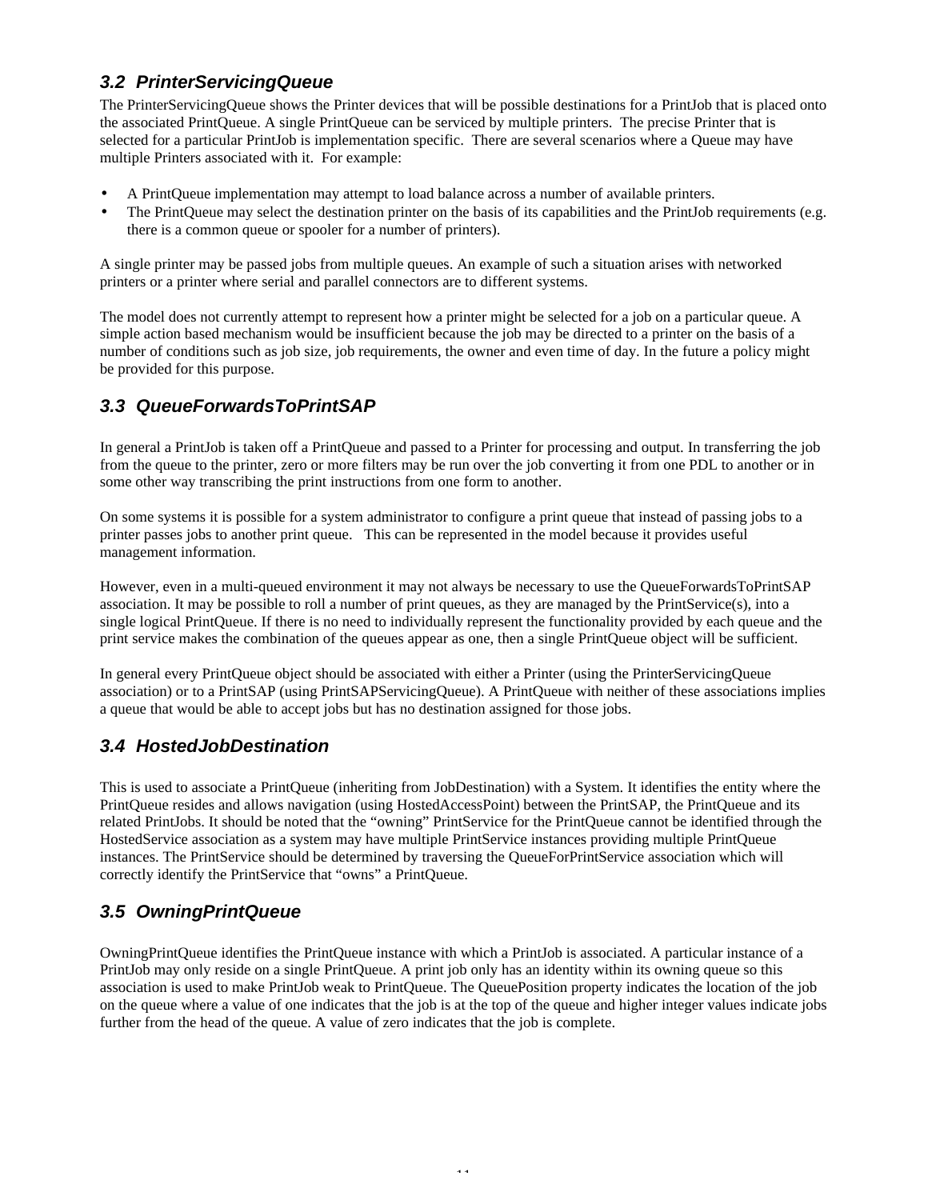### 3.2 PrinterServicingQueue

The PrinterServicingQueue shows the Printer devices that will be possible destinations for a PrintJob that is placed onto the associated PrintQueue. A single PrintQueue can be serviced by multiple printers. The precise Printer that is selected for a particular PrintJob is implementation specific. There are several scenarios where a Queue may have multiple Printers associated with it. For example:

- A PrintQueue implementation may attempt to load balance across a number of available printers.
- The PrintQueue may select the destination printer on the basis of its capabilities and the PrintJob requirements (e.g. there is a common queue or spooler for a number of printers).

A single printer may be passed jobs from multiple queues. An example of such a situation arises with networked printers or a printer where serial and parallel connectors are to different systems.

The model does not currently attempt to represent how a printer might be selected for a job on a particular queue. A simple action based mechanism would be insufficient because the job may be directed to a printer on the basis of a number of conditions such as job size, job requirements, the owner and even time of day. In the future a policy might be provided for this purpose.

### 3.3 QueueForwardsToPrintSAP

In general a PrintJob is taken off a PrintQueue and passed to a Printer for processing and output. In transferring the job from the queue to the printer, zero or more filters may be run over the job converting it from one PDL to another or in some other way transcribing the print instructions from one form to another.

On some systems it is possible for a system administrator to configure a print queue that instead of passing jobs to a printer passes jobs to another print queue. This can be represented in the model because it provides useful management information.

However, even in a multi-queued environment it may not always be necessary to use the QueueForwardsToPrintSAP association. It may be possible to roll a number of print queues, as they are managed by the PrintService(s), into a single logical PrintQueue. If there is no need to individually represent the functionality provided by each queue and the print service makes the combination of the queues appear as one, then a single PrintQueue object will be sufficient.

In general every PrintQueue object should be associated with either a Printer (using the PrinterServicingQueue association) or to a PrintSAP (using PrintSAPServicingQueue). A PrintQueue with neither of these associations implies a queue that would be able to accept jobs but has no destination assigned for those jobs.

### 3.4 HostedJobDestination

This is used to associate a PrintQueue (inheriting from JobDestination) with a System. It identifies the entity where the PrintQueue resides and allows navigation (using HostedAccessPoint) between the PrintSAP, the PrintQueue and its related PrintJobs. It should be noted that the "owning" PrintService for the PrintQueue cannot be identified through the HostedService association as a system may have multiple PrintService instances providing multiple PrintQueue instances. The PrintService should be determined by traversing the QueueForPrintService association which will correctly identify the PrintService that "owns" a PrintQueue.

### 3.5 OwningPrintQueue

OwningPrintQueue identifies the PrintQueue instance with which a PrintJob is associated. A particular instance of a PrintJob may only reside on a single PrintQueue. A print job only has an identity within its owning queue so this association is used to make PrintJob weak to PrintQueue. The QueuePosition property indicates the location of the job on the queue where a value of one indicates that the job is at the top of the queue and higher integer values indicate jobs further from the head of the queue. A value of zero indicates that the job is complete.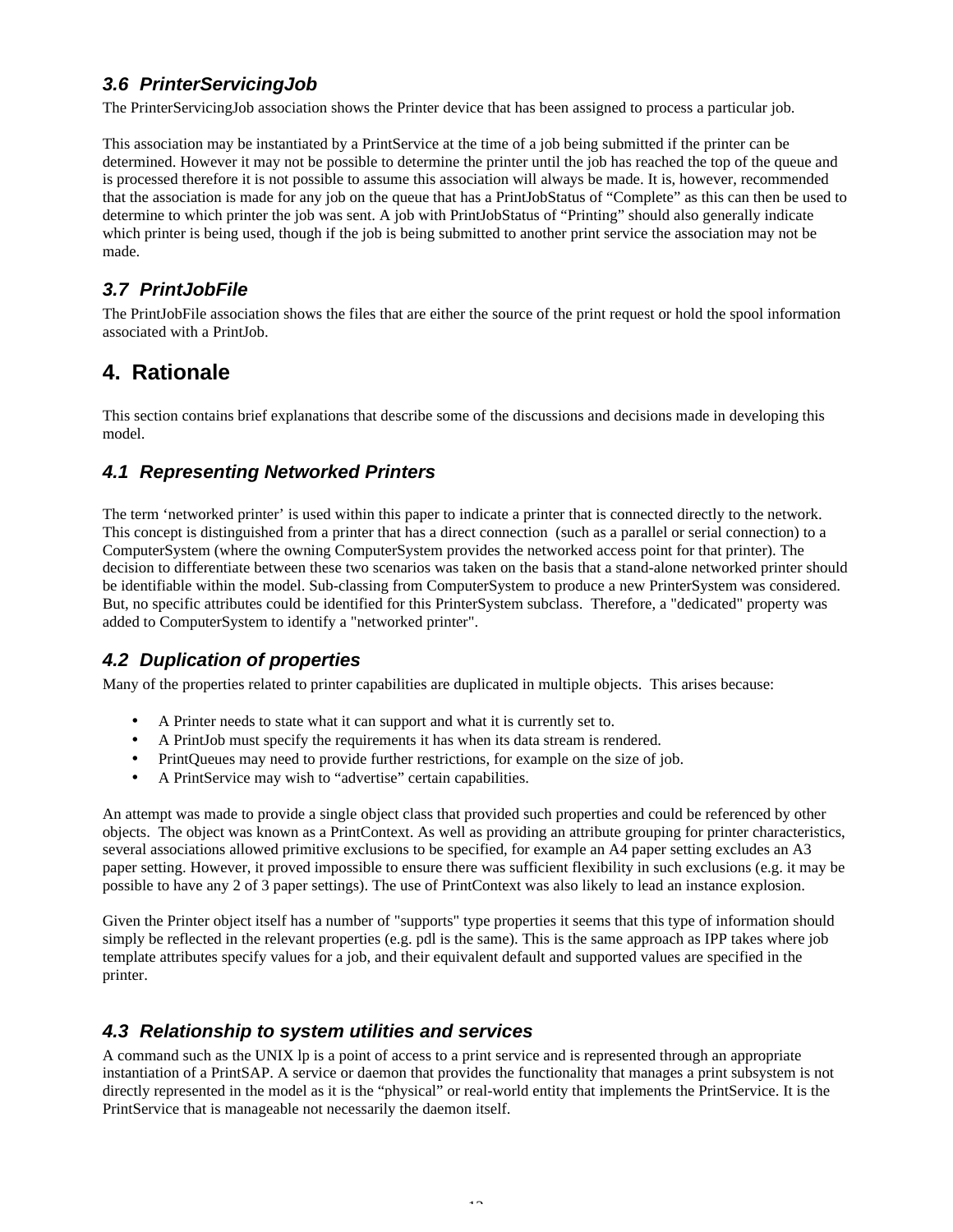### 3.6 PrinterServicingJob

The PrinterServicingJob association shows the Printer device that has been assigned to process a particular job.

This association may be instantiated by a PrintService at the time of a job being submitted if the printer can be determined. However it may not be possible to determine the printer until the job has reached the top of the queue and is processed therefore it is not possible to assume this association will always be made. It is, however, recommended that the association is made for any job on the queue that has a PrintJobStatus of “Complete” as this can then be used to determine to which printer the job was sent. A job with PrintJobStatus of “Printing” should also generally indicate which printer is being used, though if the job is being submitted to another print service the association may not be made.

### 3.7 PrintJobFile

The PrintJobFile association shows the files that are either the source of the print request or hold the spool information associated with a PrintJob.

## 4. Rationale

This section contains brief explanations that describe some of the discussions and decisions made in developing this model.

### 4.1 Representing Networked Printers

The term ‘networked printer’ is used within this paper to indicate a printer that is connected directly to the network. This concept is distinguished from a printer that has a direct connection (such as a parallel or serial connection) to a ComputerSystem (where the owning ComputerSystem provides the networked access point for that printer). The decision to differentiate between these two scenarios was taken on the basis that a stand-alone networked printer should be identifiable within the model. Sub-classing from ComputerSystem to produce a new PrinterSystem was considered. But, no specific attributes could be identified for this PrinterSystem subclass. Therefore, a "dedicated" property was added to ComputerSystem to identify a "networked printer".

### 4.2 Duplication of properties

Many of the properties related to printer capabilities are duplicated in multiple objects. This arises because:

- A Printer needs to state what it can support and what it is currently set to.
- A PrintJob must specify the requirements it has when its data stream is rendered.
- PrintQueues may need to provide further restrictions, for example on the size of job.
- A PrintService may wish to “advertise” certain capabilities.

An attempt was made to provide a single object class that provided such properties and could be referenced by other objects. The object was known as a PrintContext. As well as providing an attribute grouping for printer characteristics, several associations allowed primitive exclusions to be specified, for example an A4 paper setting excludes an A3 paper setting. However, it proved impossible to ensure there was sufficient flexibility in such exclusions (e.g. it may be possible to have any 2 of 3 paper settings). The use of PrintContext was also likely to lead an instance explosion.

Given the Printer object itself has a number of "supports" type properties it seems that this type of information should simply be reflected in the relevant properties (e.g. pdl is the same). This is the same approach as IPP takes where job template attributes specify values for a job, and their equivalent default and supported values are specified in the printer.

### 4.3 Relationship to system utilities and services

A command such as the UNIX lp is a point of access to a print service and is represented through an appropriate instantiation of a PrintSAP. A service or daemon that provides the functionality that manages a print subsystem is not directly represented in the model as it is the “physical” or real-world entity that implements the PrintService. It is the PrintService that is manageable not necessarily the daemon itself.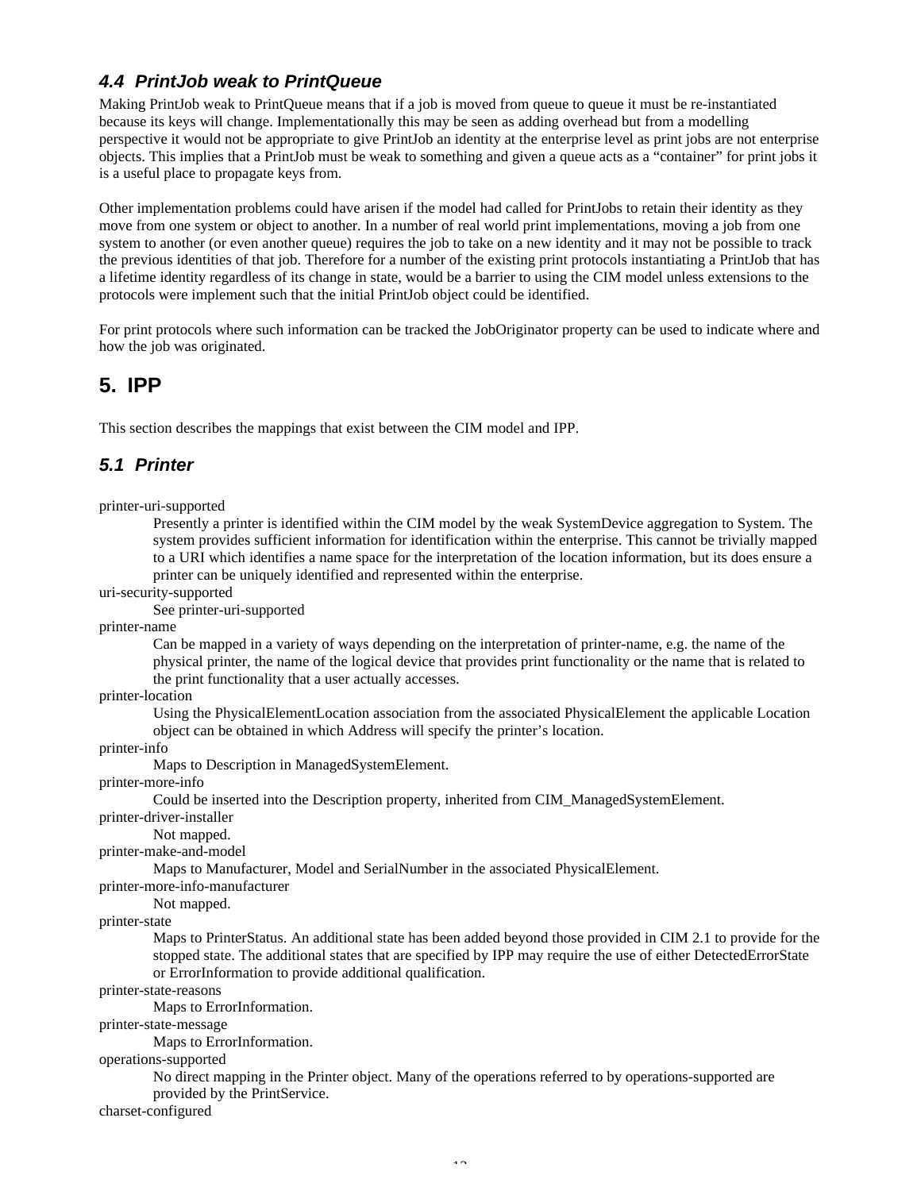### *4.4 PrintJob weak to PrintQueue*

Making PrintJob weak to PrintQueue means that if a job is moved from queue to queue it must be re-instantiated because its keys will change. Implementationally this may be seen as adding overhead but from a modelling perspective it would not be appropriate to give PrintJob an identity at the enterprise level as print jobs are not enterprise objects. This implies that a PrintJob must be weak to something and given a queue acts as a "container" for print jobs it is a useful place to propagate keys from.

Other implementation problems could have arisen if the model had called for PrintJobs to retain their identity as they move from one system or object to another. In a number of real world print implementations, moving a job from one system to another (or even another queue) requires the job to take on a new identity and it may not be possible to track the previous identities of that job. Therefore for a number of the existing print protocols instantiating a PrintJob that has a lifetime identity regardless of its change in state, would be a barrier to using the CIM model unless extensions to the protocols were implement such that the initial PrintJob object could be identified.

For print protocols where such information can be tracked the JobOriginator property can be used to indicate where and how the job was originated.

## 5. IPP

This section describes the mappings that exist between the CIM model and IPP.

### *5.1 Printer*

printer-uri-supported

> Presently a printer is identified within the CIM model by the weak SystemDevice aggregation to System. The system provides sufficient information for identification within the enterprise. This cannot be trivially mapped to a URI which identifies a name space for the interpretation of the location information, but its does ensure a printer can be uniquely identified and represented within the enterprise.

uri-security-supported

> See printer-uri-supported

printer-name

> Can be mapped in a variety of ways depending on the interpretation of printer-name, e.g. the name of the physical printer, the name of the logical device that provides print functionality or the name that is related to the print functionality that a user actually accesses.

printer-location

> Using the PhysicalElementLocation association from the associated PhysicalElement the applicable Location object can be obtained in which Address will specify the printer's location.

printer-info

> Maps to Description in ManagedSystemElement.

printer-more-info

> Could be inserted into the Description property, inherited from CIM_ManagedSystemElement.

printer-driver-installer

> Not mapped.

printer-make-and-model

> Maps to Manufacturer, Model and SerialNumber in the associated PhysicalElement.

printer-more-info-manufacturer

> Not mapped.

printer-state

> Maps to PrinterStatus. An additional state has been added beyond those provided in CIM 2.1 to provide for the stopped state. The additional states that are specified by IPP may require the use of either DetectedErrorState or ErrorInformation to provide additional qualification.

printer-state-reasons

> Maps to ErrorInformation.

printer-state-message

> Maps to ErrorInformation.

operations-supported

> No direct mapping in the Printer object. Many of the operations referred to by operations-supported are provided by the PrintService.

charset-configured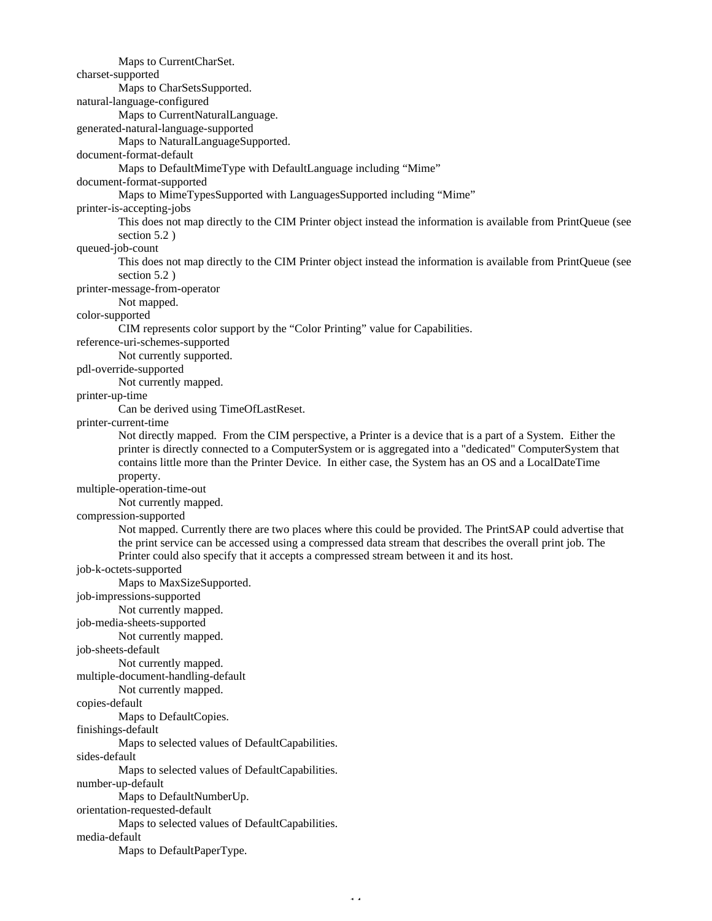Maps to CurrentCharSet.

charset-supported

Maps to CharSetsSupported.

natural-language-configured

Maps to CurrentNaturalLanguage.

generated-natural-language-supported

Maps to NaturalLanguageSupported.

document-format-default

Maps to DefaultMimeType with DefaultLanguage including “Mime”

document-format-supported

Maps to MimeTypesSupported with LanguagesSupported including “Mime”

printer-is-accepting-jobs

This does not map directly to the CIM Printer object instead the information is available from PrintQueue (see section 5.2 )

queued-job-count

This does not map directly to the CIM Printer object instead the information is available from PrintQueue (see section 5.2 )

printer-message-from-operator

Not mapped.

color-supported

CIM represents color support by the “Color Printing” value for Capabilities.

reference-uri-schemes-supported

Not currently supported.

pdl-override-supported

Not currently mapped.

printer-up-time

Can be derived using TimeOfLastReset.

printer-current-time

Not directly mapped. From the CIM perspective, a Printer is a device that is a part of a System. Either the printer is directly connected to a ComputerSystem or is aggregated into a "dedicated" ComputerSystem that contains little more than the Printer Device. In either case, the System has an OS and a LocalDateTime property.

multiple-operation-time-out

Not currently mapped.

compression-supported

Not mapped. Currently there are two places where this could be provided. The PrintSAP could advertise that the print service can be accessed using a compressed data stream that describes the overall print job. The Printer could also specify that it accepts a compressed stream between it and its host.

job-k-octets-supported

Maps to MaxSizeSupported.

job-impressions-supported

Not currently mapped.

job-media-sheets-supported

Not currently mapped.

job-sheets-default

Not currently mapped.

multiple-document-handling-default

Not currently mapped.

copies-default

Maps to DefaultCopies.

finishings-default

Maps to selected values of DefaultCapabilities.

sides-default

Maps to selected values of DefaultCapabilities.

number-up-default

Maps to DefaultNumberUp.

orientation-requested-default

Maps to selected values of DefaultCapabilities.

media-default

Maps to DefaultPaperType.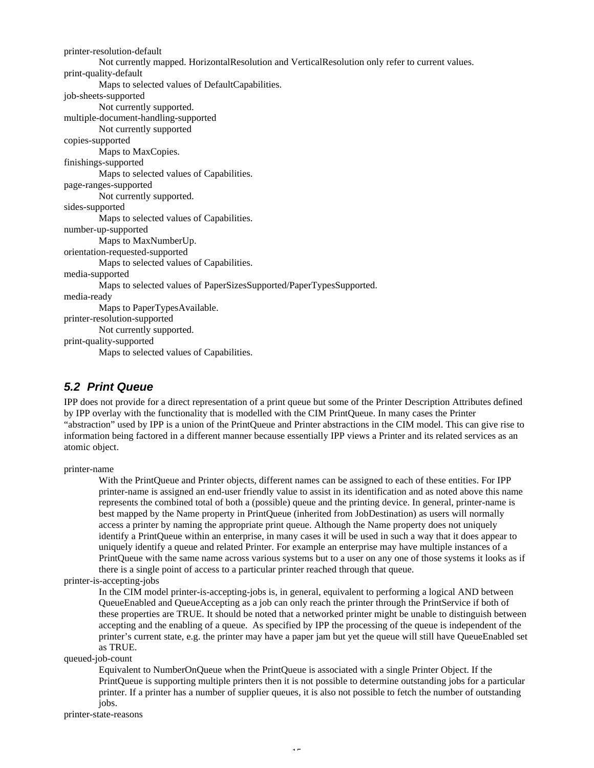printer-resolution-default

Not currently mapped. HorizontalResolution and VerticalResolution only refer to current values.

print-quality-default

Maps to selected values of DefaultCapabilities.

job-sheets-supported

Not currently supported.

multiple-document-handling-supported

Not currently supported

copies-supported

Maps to MaxCopies.

finishings-supported

Maps to selected values of Capabilities.

page-ranges-supported

Not currently supported.

sides-supported

Maps to selected values of Capabilities.

number-up-supported

Maps to MaxNumberUp.

orientation-requested-supported

Maps to selected values of Capabilities.

media-supported

Maps to selected values of PaperSizesSupported/PaperTypesSupported.

media-ready

Maps to PaperTypesAvailable.

printer-resolution-supported

Not currently supported.

print-quality-supported

Maps to selected values of Capabilities.

## *5.2 Print Queue*

IPP does not provide for a direct representation of a print queue but some of the Printer Description Attributes defined by IPP overlay with the functionality that is modelled with the CIM PrintQueue. In many cases the Printer "abstraction" used by IPP is a union of the PrintQueue and Printer abstractions in the CIM model. This can give rise to information being factored in a different manner because essentially IPP views a Printer and its related services as an atomic object.

printer-name

With the PrintQueue and Printer objects, different names can be assigned to each of these entities. For IPP printer-name is assigned an end-user friendly value to assist in its identification and as noted above this name represents the combined total of both a (possible) queue and the printing device. In general, printer-name is best mapped by the Name property in PrintQueue (inherited from JobDestination) as users will normally access a printer by naming the appropriate print queue. Although the Name property does not uniquely identify a PrintQueue within an enterprise, in many cases it will be used in such a way that it does appear to uniquely identify a queue and related Printer. For example an enterprise may have multiple instances of a PrintQueue with the same name across various systems but to a user on any one of those systems it looks as if there is a single point of access to a particular printer reached through that queue.

printer-is-accepting-jobs

In the CIM model printer-is-accepting-jobs is, in general, equivalent to performing a logical AND between QueueEnabled and QueueAccepting as a job can only reach the printer through the PrintService if both of these properties are TRUE. It should be noted that a networked printer might be unable to distinguish between accepting and the enabling of a queue. As specified by IPP the processing of the queue is independent of the printer's current state, e.g. the printer may have a paper jam but yet the queue will still have QueueEnabled set as TRUE.

queued-job-count

Equivalent to NumberOnQueue when the PrintQueue is associated with a single Printer Object. If the PrintQueue is supporting multiple printers then it is not possible to determine outstanding jobs for a particular printer. If a printer has a number of supplier queues, it is also not possible to fetch the number of outstanding jobs.

printer-state-reasons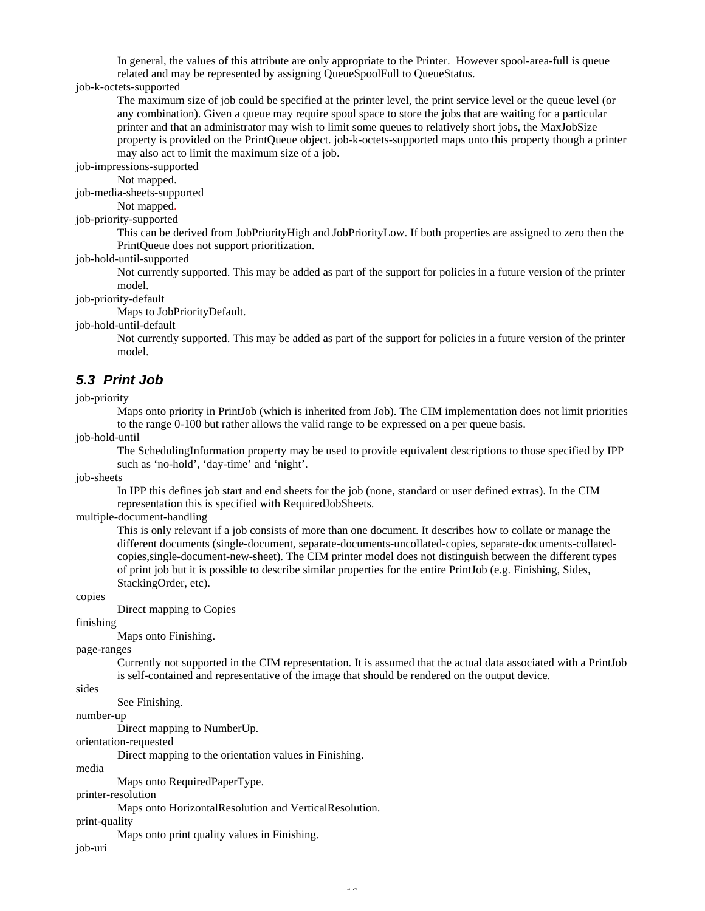In general, the values of this attribute are only appropriate to the Printer. However spool-area-full is queue related and may be represented by assigning QueueSpoolFull to QueueStatus.

job-k-octets-supported

The maximum size of job could be specified at the printer level, the print service level or the queue level (or any combination). Given a queue may require spool space to store the jobs that are waiting for a particular printer and that an administrator may wish to limit some queues to relatively short jobs, the MaxJobSize property is provided on the PrintQueue object. job-k-octets-supported maps onto this property though a printer may also act to limit the maximum size of a job.

job-impressions-supported

Not mapped.

job-media-sheets-supported

Not mapped.

job-priority-supported

This can be derived from JobPriorityHigh and JobPriorityLow. If both properties are assigned to zero then the PrintQueue does not support prioritization.

job-hold-until-supported

Not currently supported. This may be added as part of the support for policies in a future version of the printer model.

job-priority-default

Maps to JobPriorityDefault.

job-hold-until-default

Not currently supported. This may be added as part of the support for policies in a future version of the printer model.

### *5.3 Print Job*

job-priority

Maps onto priority in PrintJob (which is inherited from Job). The CIM implementation does not limit priorities to the range 0-100 but rather allows the valid range to be expressed on a per queue basis.

job-hold-until

The SchedulingInformation property may be used to provide equivalent descriptions to those specified by IPP such as 'no-hold', 'day-time' and 'night'.

job-sheets

In IPP this defines job start and end sheets for the job (none, standard or user defined extras). In the CIM representation this is specified with RequiredJobSheets.

multiple-document-handling

This is only relevant if a job consists of more than one document. It describes how to collate or manage the different documents (single-document, separate-documents-uncollated-copies, separate-documents-collated-copies,single-document-new-sheet). The CIM printer model does not distinguish between the different types of print job but it is possible to describe similar properties for the entire PrintJob (e.g. Finishing, Sides, StackingOrder, etc).

copies

Direct mapping to Copies

finishing

Maps onto Finishing.

page-ranges

Currently not supported in the CIM representation. It is assumed that the actual data associated with a PrintJob is self-contained and representative of the image that should be rendered on the output device.

sides

See Finishing.

number-up

Direct mapping to NumberUp.

orientation-requested

Direct mapping to the orientation values in Finishing.

media

Maps onto RequiredPaperType.

printer-resolution

Maps onto HorizontalResolution and VerticalResolution.

print-quality

Maps onto print quality values in Finishing.

job-uri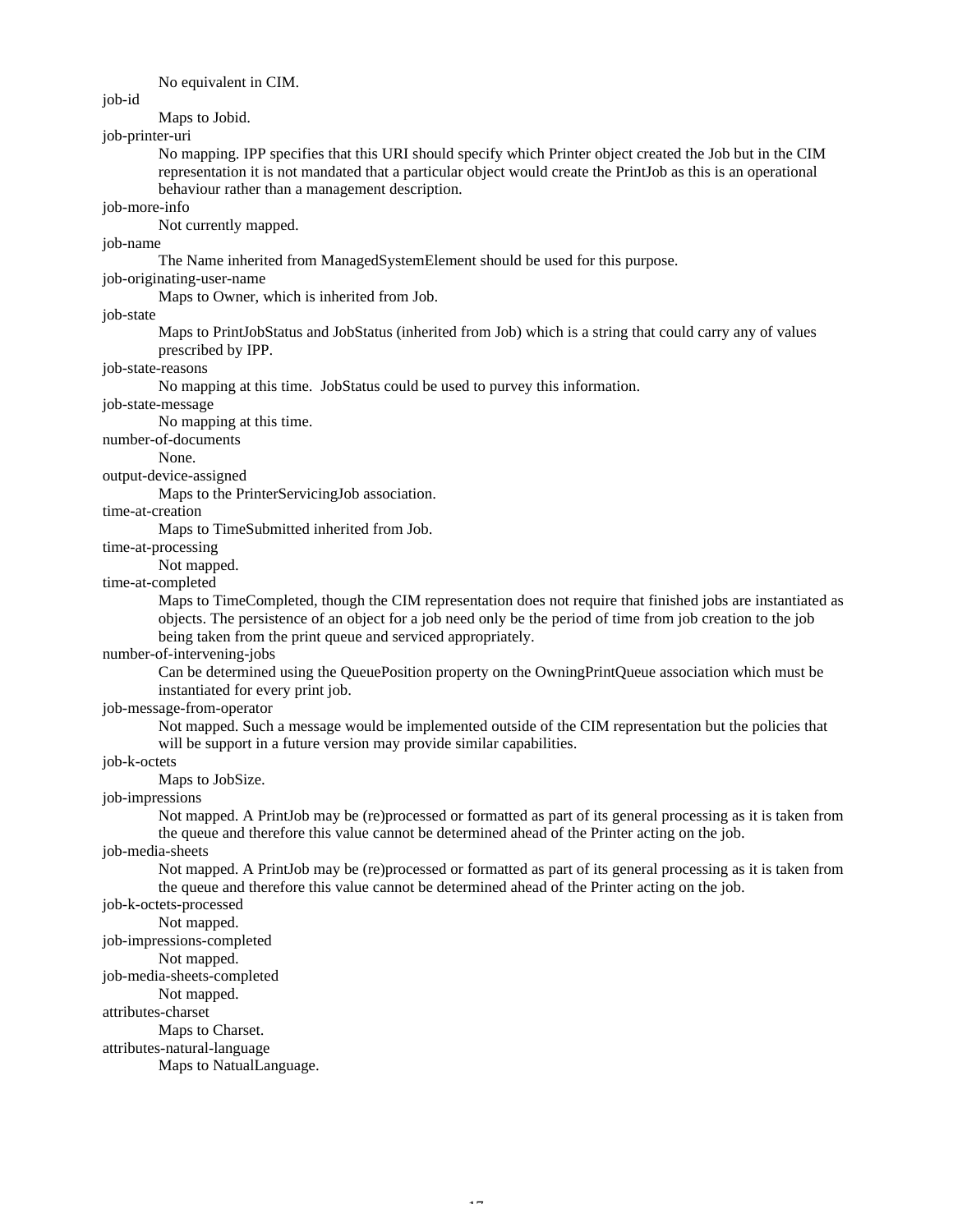No equivalent in CIM.

job-id

Maps to Jobid.

job-printer-uri

No mapping. IPP specifies that this URI should specify which Printer object created the Job but in the CIM representation it is not mandated that a particular object would create the PrintJob as this is an operational behaviour rather than a management description.

job-more-info

Not currently mapped.

job-name

The Name inherited from ManagedSystemElement should be used for this purpose.

job-originating-user-name

Maps to Owner, which is inherited from Job.

job-state

Maps to PrintJobStatus and JobStatus (inherited from Job) which is a string that could carry any of values prescribed by IPP.

job-state-reasons

No mapping at this time. JobStatus could be used to purvey this information.

job-state-message

No mapping at this time.

number-of-documents

None.

output-device-assigned

Maps to the PrinterServicingJob association.

time-at-creation

Maps to TimeSubmitted inherited from Job.

time-at-processing

Not mapped.

time-at-completed

Maps to TimeCompleted, though the CIM representation does not require that finished jobs are instantiated as objects. The persistence of an object for a job need only be the period of time from job creation to the job being taken from the print queue and serviced appropriately.

number-of-intervening-jobs

Can be determined using the QueuePosition property on the OwningPrintQueue association which must be instantiated for every print job.

job-message-from-operator

Not mapped. Such a message would be implemented outside of the CIM representation but the policies that will be support in a future version may provide similar capabilities.

job-k-octets

Maps to JobSize.

job-impressions

Not mapped. A PrintJob may be (re)processed or formatted as part of its general processing as it is taken from the queue and therefore this value cannot be determined ahead of the Printer acting on the job.

job-media-sheets

Not mapped. A PrintJob may be (re)processed or formatted as part of its general processing as it is taken from the queue and therefore this value cannot be determined ahead of the Printer acting on the job.

job-k-octets-processed

Not mapped.

job-impressions-completed

Not mapped.

job-media-sheets-completed

Not mapped.

attributes-charset

Maps to Charset.

attributes-natural-language

Maps to NatualLanguage.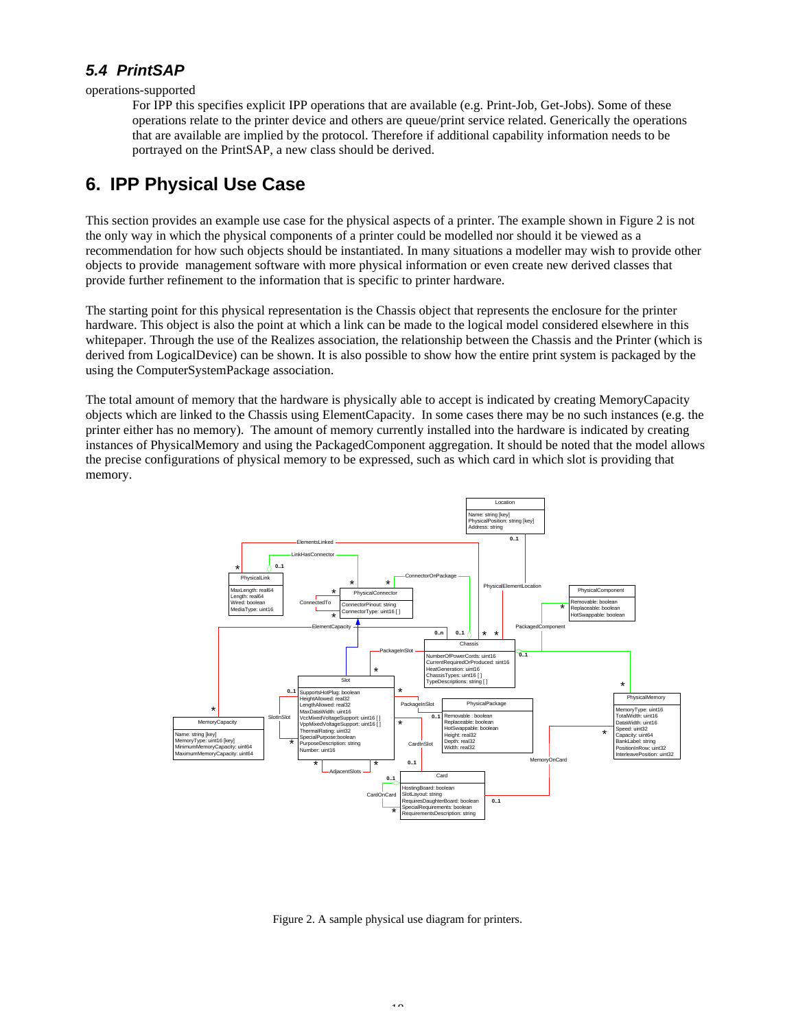### 5.4 PrintSAP

operations-supported

For IPP this specifies explicit IPP operations that are available (e.g. Print-Job, Get-Jobs). Some of these operations relate to the printer device and others are queue/print service related. Generically the operations that are available are implied by the protocol. Therefore if additional capability information needs to be portrayed on the PrintSAP, a new class should be derived.

## 6. IPP Physical Use Case

This section provides an example use case for the physical aspects of a printer. The example shown in Figure 2 is not the only way in which the physical components of a printer could be modelled nor should it be viewed as a recommendation for how such objects should be instantiated. In many situations a modeller may wish to provide other objects to provide management software with more physical information or even create new derived classes that provide further refinement to the information that is specific to printer hardware.

The starting point for this physical representation is the Chassis object that represents the enclosure for the printer hardware. This object is also the point at which a link can be made to the logical model considered elsewhere in this whitepaper. Through the use of the Realizes association, the relationship between the Chassis and the Printer (which is derived from LogicalDevice) can be shown. It is also possible to show how the entire print system is packaged by the using the ComputerSystemPackage association.

The total amount of memory that the hardware is physically able to accept is indicated by creating MemoryCapacity objects which are linked to the Chassis using ElementCapacity. In some cases there may be no such instances (e.g. the printer either has no memory). The amount of memory currently installed into the hardware is indicated by creating instances of PhysicalMemory and using the PackagedComponent aggregation. It should be noted that the model allows the precise configurations of physical memory to be expressed, such as which card in which slot is providing that memory.

Figure 2. A sample physical use diagram for printers.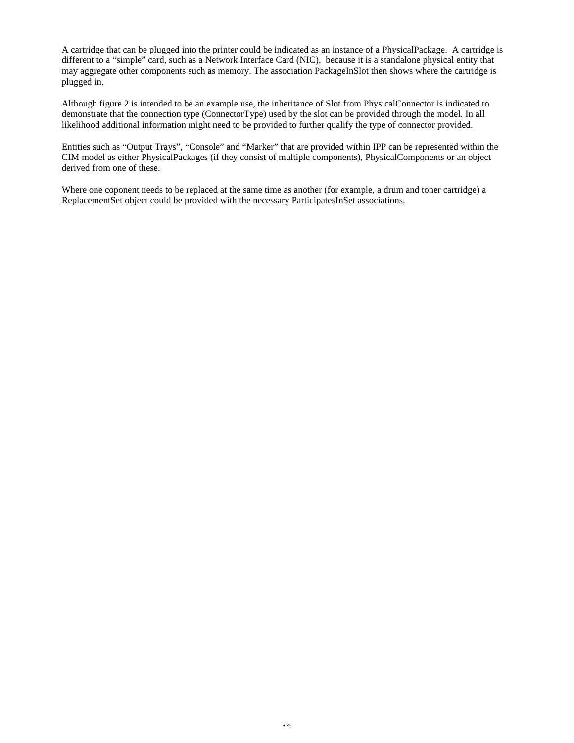A cartridge that can be plugged into the printer could be indicated as an instance of a PhysicalPackage.  A cartridge is different to a “simple” card, such as a Network Interface Card (NIC),  because it is a standalone physical entity that may aggregate other components such as memory. The association PackageInSlot then shows where the cartridge is plugged in.

Although figure 2 is intended to be an example use, the inheritance of Slot from PhysicalConnector is indicated to demonstrate that the connection type (ConnectorType) used by the slot can be provided through the model. In all likelihood additional information might need to be provided to further qualify the type of connector provided.

Entities such as “Output Trays”, “Console” and “Marker” that are provided within IPP can be represented within the CIM model as either PhysicalPackages (if they consist of multiple components), PhysicalComponents or an object derived from one of these.

Where one coponent needs to be replaced at the same time as another (for example, a drum and toner cartridge) a ReplacementSet object could be provided with the necessary ParticipatesInSet associations.